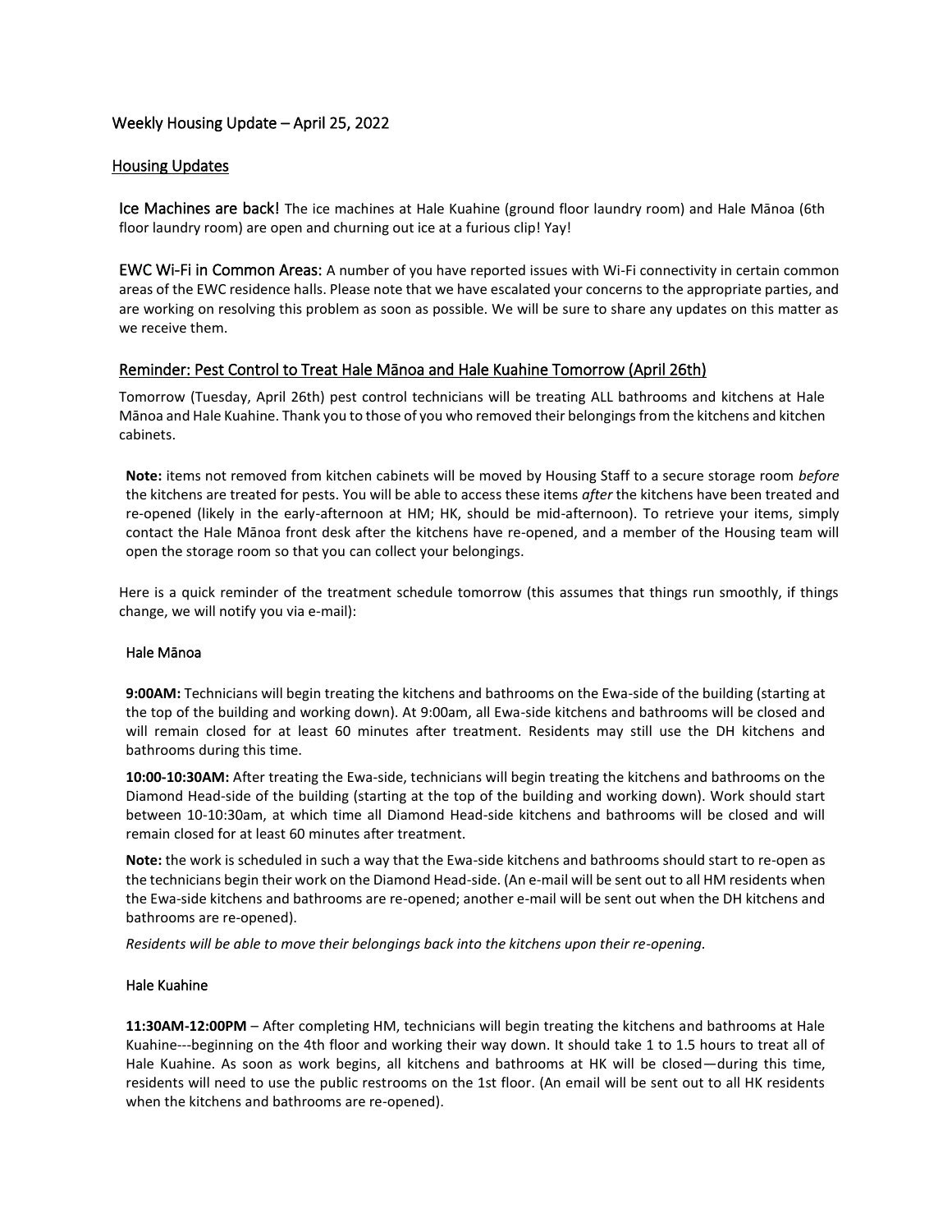# Weekly Housing Update – April 25, 2022

## Housing Updates

**Ice Machines are back!** The ice machines at Hale Kuahine (ground floor laundry room) and Hale Mānoa (6th floor laundry room) are open and churning out ice at a furious clip! Yay!

**EWC Wi-Fi in Common Areas:** A number of you have reported issues with Wi-Fi connectivity in certain common areas of the EWC residence halls. Please note that we have escalated your concerns to the appropriate parties, and are working on resolving this problem as soon as possible. We will be sure to share any updates on this matter as we receive them.

## Reminder: Pest Control to Treat Hale Mānoa and Hale Kuahine Tomorrow (April 26th)

Tomorrow (Tuesday, April 26th) pest control technicians will be treating ALL bathrooms and kitchens at Hale Mānoa and Hale Kuahine. Thank you to those of you who removed their belongings from the kitchens and kitchen cabinets.

**Note:** items not removed from kitchen cabinets will be moved by Housing Staff to a secure storage room *before* the kitchens are treated for pests. You will be able to access these items *after* the kitchens have been treated and re-opened (likely in the early-afternoon at HM; HK, should be mid-afternoon). To retrieve your items, simply contact the Hale Mānoa front desk after the kitchens have re-opened, and a member of the Housing team will open the storage room so that you can collect your belongings.

Here is a quick reminder of the treatment schedule tomorrow (this assumes that things run smoothly, if things change, we will notify you via e-mail):

### Hale Mānoa

**9:00AM:** Technicians will begin treating the kitchens and bathrooms on the Ewa-side of the building (starting at the top of the building and working down). At 9:00am, all Ewa-side kitchens and bathrooms will be closed and will remain closed for at least 60 minutes after treatment. Residents may still use the DH kitchens and bathrooms during this time.

**10:00-10:30AM:** After treating the Ewa-side, technicians will begin treating the kitchens and bathrooms on the Diamond Head-side of the building (starting at the top of the building and working down). Work should start between 10-10:30am, at which time all Diamond Head-side kitchens and bathrooms will be closed and will remain closed for at least 60 minutes after treatment.

**Note:** the work is scheduled in such a way that the Ewa-side kitchens and bathrooms should start to re-open as the technicians begin their work on the Diamond Head-side. (An e-mail will be sent out to all HM residents when the Ewa-side kitchens and bathrooms are re-opened; another e-mail will be sent out when the DH kitchens and bathrooms are re-opened).

*Residents will be able to move their belongings back into the kitchens upon their re-opening.*

### Hale Kuahine

**11:30AM-12:00PM** – After completing HM, technicians will begin treating the kitchens and bathrooms at Hale Kuahine---beginning on the 4th floor and working their way down. It should take 1 to 1.5 hours to treat all of Hale Kuahine. As soon as work begins, all kitchens and bathrooms at HK will be closed—during this time, residents will need to use the public restrooms on the 1st floor. (An email will be sent out to all HK residents when the kitchens and bathrooms are re-opened).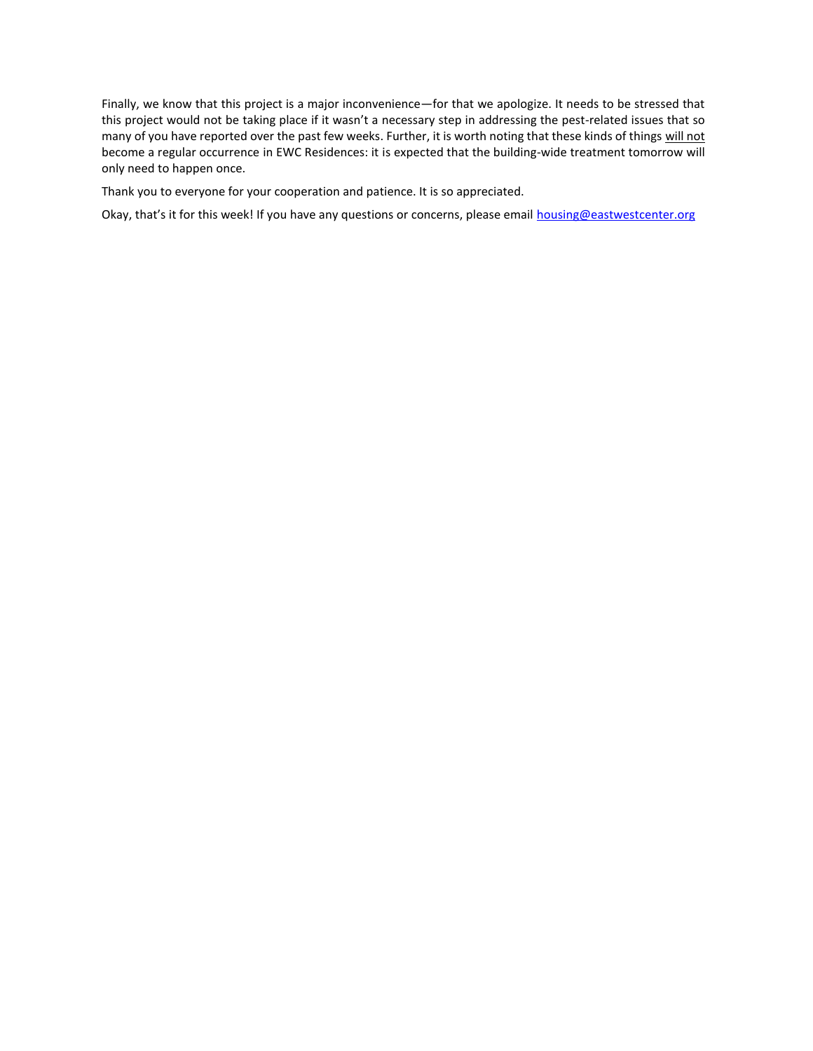Finally, we know that this project is a major inconvenience—for that we apologize. It needs to be stressed that this project would not be taking place if it wasn't a necessary step in addressing the pest-related issues that so many of you have reported over the past few weeks. Further, it is worth noting that these kinds of things <u>will not</u> become a regular occurrence in EWC Residences: it is expected that the building-wide treatment tomorrow will only need to happen once.

Thank you to everyone for your cooperation and patience. It is so appreciated.

Okay, that's it for this week! If you have any questions or concerns, please email [housing@eastwestcenter.org](mailto:housing@eastwestcenter.org)